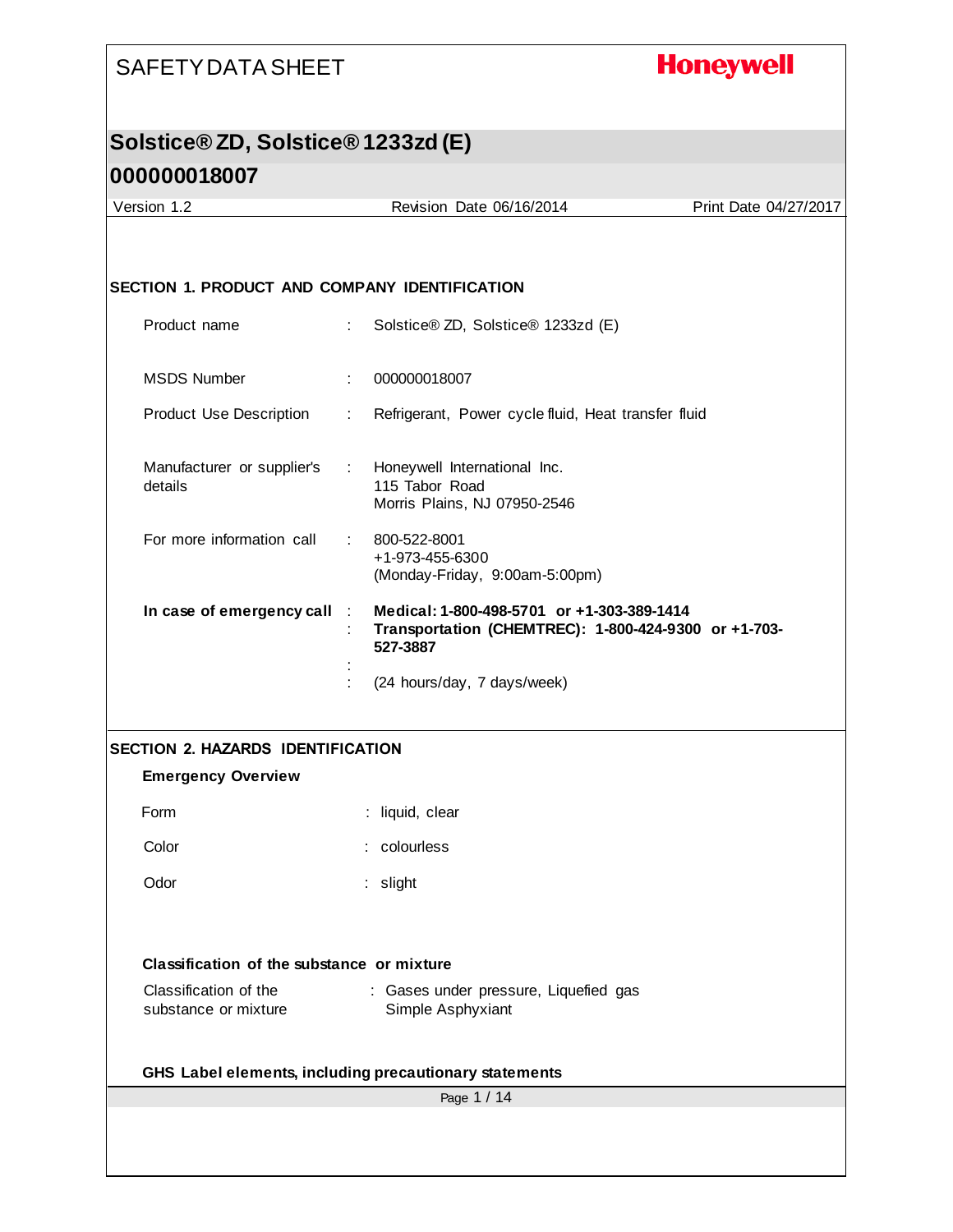# SAFETY DATA SHEET

**Honeywell**

## Solstice® ZD, Solstice® 1233zd (E)

## 000000018007

Version 1.2 | Revision Date 06/16/2014 | Print Date 04/27/2017

### SECTION 1. PRODUCT AND COMPANY IDENTIFICATION

| | | |
|---|---|---|
| Product name | : | Solstice® ZD, Solstice® 1233zd (E) |
| MSDS Number | : | 000000018007 |
| Product Use Description | : | Refrigerant, Power cycle fluid, Heat transfer fluid |
| Manufacturer or supplier's details | : | Honeywell International Inc.<br>115 Tabor Road<br>Morris Plains, NJ 07950-2546 |
| For more information call | : | 800-522-8001<br>+1-973-455-6300<br>(Monday-Friday, 9:00am-5:00pm) |
| **In case of emergency call** | : | **Medical: 1-800-498-5701 or +1-303-389-1414** |
| | : | **Transportation (CHEMTREC): 1-800-424-9300 or +1-703-527-3887** |
| | : | |
| | : | (24 hours/day, 7 days/week) |

### SECTION 2. HAZARDS IDENTIFICATION

**Emergency Overview**

| | | |
|---|---|---|
| Form | : | liquid, clear |
| Color | : | colourless |
| Odor | : | slight |

**Classification of the substance or mixture**

| | | |
|---|---|---|
| Classification of the substance or mixture | : | Gases under pressure, Liquefied gas<br>Simple Asphyxiant |

**GHS Label elements, including precautionary statements**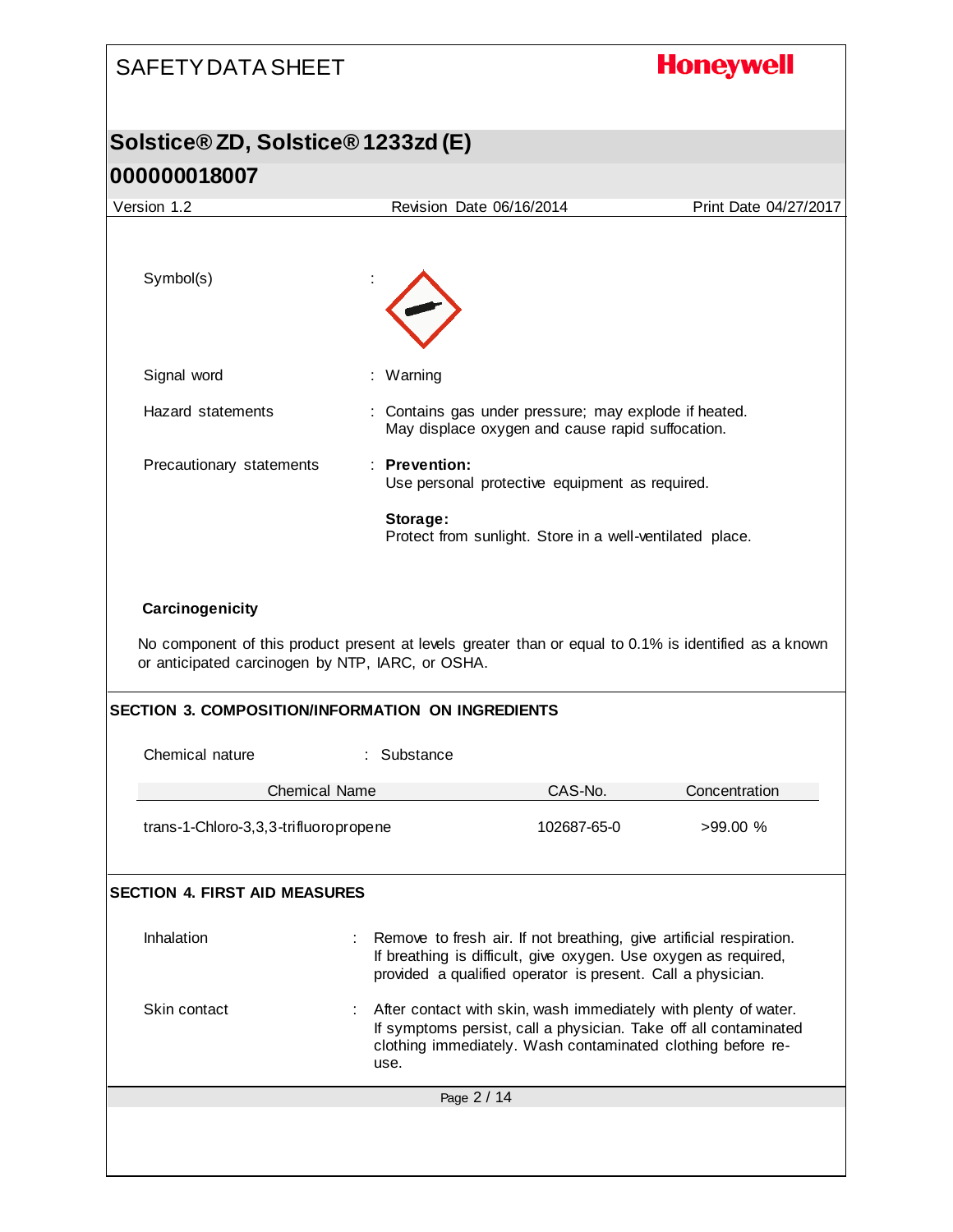Symbol(s) :

Signal word : Warning

Hazard statements : Contains gas under pressure; may explode if heated. May displace oxygen and cause rapid suffocation.

Precautionary statements : **Prevention:**
Use personal protective equipment as required.

**Storage:**
Protect from sunlight. Store in a well-ventilated place.

**Carcinogenicity**

No component of this product present at levels greater than or equal to 0.1% is identified as a known or anticipated carcinogen by NTP, IARC, or OSHA.

## SECTION 3. COMPOSITION/INFORMATION ON INGREDIENTS

Chemical nature : Substance

| Chemical Name | CAS-No. | Concentration |
|---|---|---|
| trans-1-Chloro-3,3,3-trifluoropropene | 102687-65-0 | >99.00 % |

## SECTION 4. FIRST AID MEASURES

Inhalation : Remove to fresh air. If not breathing, give artificial respiration. If breathing is difficult, give oxygen. Use oxygen as required, provided a qualified operator is present. Call a physician.

Skin contact : After contact with skin, wash immediately with plenty of water. If symptoms persist, call a physician. Take off all contaminated clothing immediately. Wash contaminated clothing before re-use.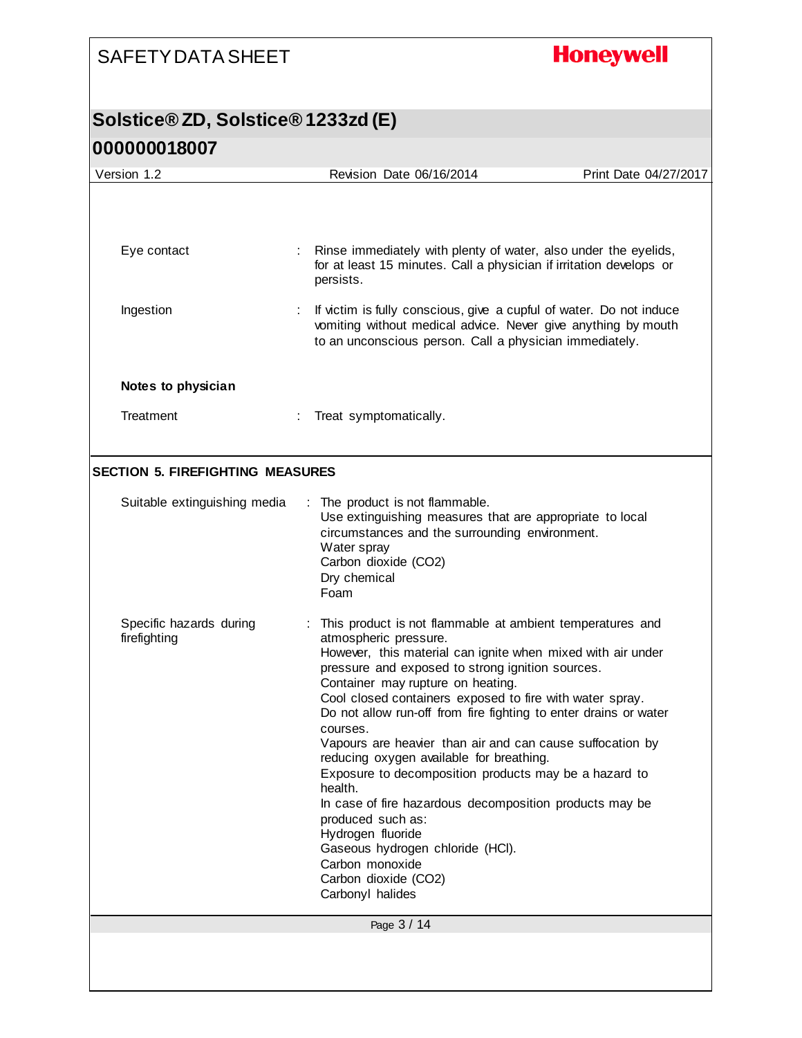Eye contact : Rinse immediately with plenty of water, also under the eyelids, for at least 15 minutes. Call a physician if irritation develops or persists.

Ingestion : If victim is fully conscious, give a cupful of water. Do not induce vomiting without medical advice. Never give anything by mouth to an unconscious person. Call a physician immediately.

**Notes to physician**

Treatment : Treat symptomatically.

## SECTION 5. FIREFIGHTING MEASURES

Suitable extinguishing media : The product is not flammable.
Use extinguishing measures that are appropriate to local circumstances and the surrounding environment.
Water spray
Carbon dioxide ($CO_2$)
Dry chemical
Foam

Specific hazards during firefighting : This product is not flammable at ambient temperatures and atmospheric pressure.
However, this material can ignite when mixed with air under pressure and exposed to strong ignition sources.
Container may rupture on heating.
Cool closed containers exposed to fire with water spray.
Do not allow run-off from fire fighting to enter drains or water courses.
Vapours are heavier than air and can cause suffocation by reducing oxygen available for breathing.
Exposure to decomposition products may be a hazard to health.
In case of fire hazardous decomposition products may be produced such as:
Hydrogen fluoride
Gaseous hydrogen chloride (HCl).
Carbon monoxide
Carbon dioxide ($CO_2$)
Carbonyl halides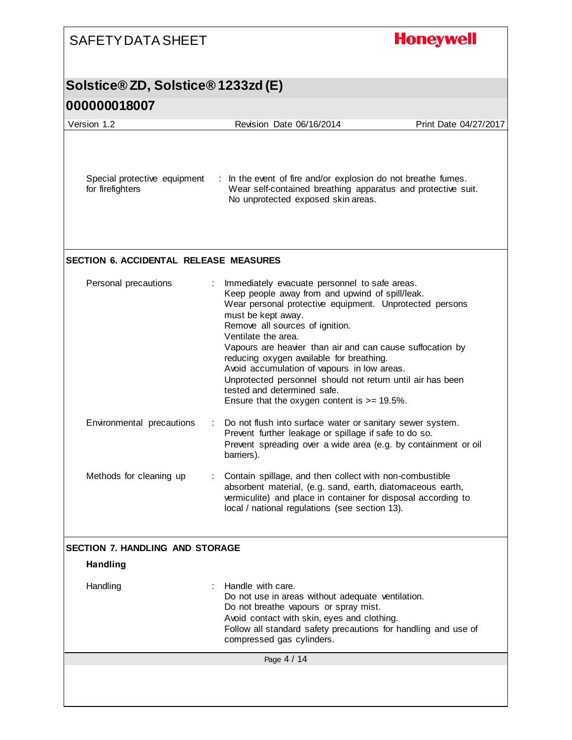| | | |
|---|---|---|
| Special protective equipment for firefighters | : | In the event of fire and/or explosion do not breathe fumes.<br>Wear self-contained breathing apparatus and protective suit.<br>No unprotected exposed skin areas. |

## SECTION 6. ACCIDENTAL RELEASE MEASURES

| | | |
|---|---|---|
| Personal precautions | : | Immediately evacuate personnel to safe areas.<br>Keep people away from and upwind of spill/leak.<br>Wear personal protective equipment. Unprotected persons must be kept away.<br>Remove all sources of ignition.<br>Ventilate the area.<br>Vapours are heavier than air and can cause suffocation by reducing oxygen available for breathing.<br>Avoid accumulation of vapours in low areas.<br>Unprotected personnel should not return until air has been tested and determined safe.<br>Ensure that the oxygen content is >= 19.5%. |
| Environmental precautions | : | Do not flush into surface water or sanitary sewer system.<br>Prevent further leakage or spillage if safe to do so.<br>Prevent spreading over a wide area (e.g. by containment or oil barriers). |
| Methods for cleaning up | : | Contain spillage, and then collect with non-combustible absorbent material, (e.g. sand, earth, diatomaceous earth, vermiculite) and place in container for disposal according to local / national regulations (see section 13). |

## SECTION 7. HANDLING AND STORAGE

### Handling

| | | |
|---|---|---|
| Handling | : | Handle with care.<br>Do not use in areas without adequate ventilation.<br>Do not breathe vapours or spray mist.<br>Avoid contact with skin, eyes and clothing.<br>Follow all standard safety precautions for handling and use of compressed gas cylinders. |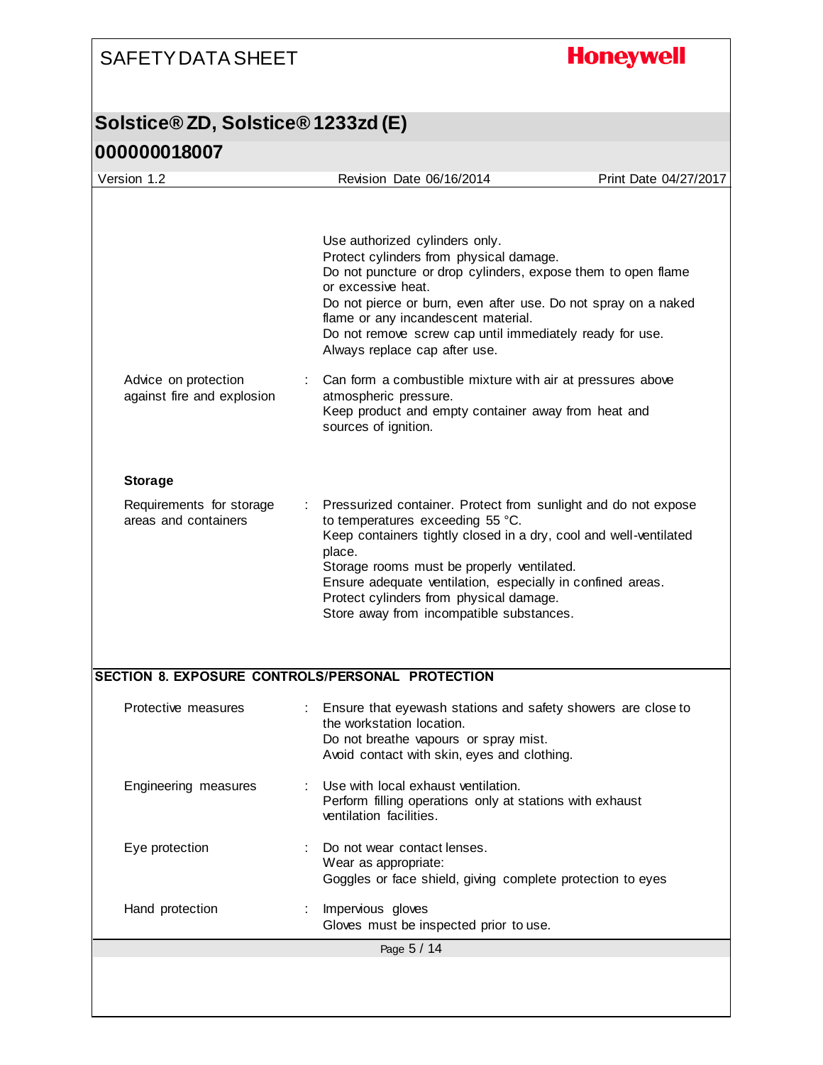Use authorized cylinders only.
Protect cylinders from physical damage.
Do not puncture or drop cylinders, expose them to open flame or excessive heat.
Do not pierce or burn, even after use. Do not spray on a naked flame or any incandescent material.
Do not remove screw cap until immediately ready for use.
Always replace cap after use.

Advice on protection against fire and explosion : Can form a combustible mixture with air at pressures above atmospheric pressure.
Keep product and empty container away from heat and sources of ignition.

**Storage**

Requirements for storage areas and containers : Pressurized container. Protect from sunlight and do not expose to temperatures exceeding 55 °C.
Keep containers tightly closed in a dry, cool and well-ventilated place.
Storage rooms must be properly ventilated.
Ensure adequate ventilation, especially in confined areas.
Protect cylinders from physical damage.
Store away from incompatible substances.

## SECTION 8. EXPOSURE CONTROLS/PERSONAL PROTECTION

Protective measures : Ensure that eyewash stations and safety showers are close to the workstation location.
Do not breathe vapours or spray mist.
Avoid contact with skin, eyes and clothing.

Engineering measures : Use with local exhaust ventilation.
Perform filling operations only at stations with exhaust ventilation facilities.

Eye protection : Do not wear contact lenses.
Wear as appropriate:
Goggles or face shield, giving complete protection to eyes

Hand protection : Impervious gloves
Gloves must be inspected prior to use.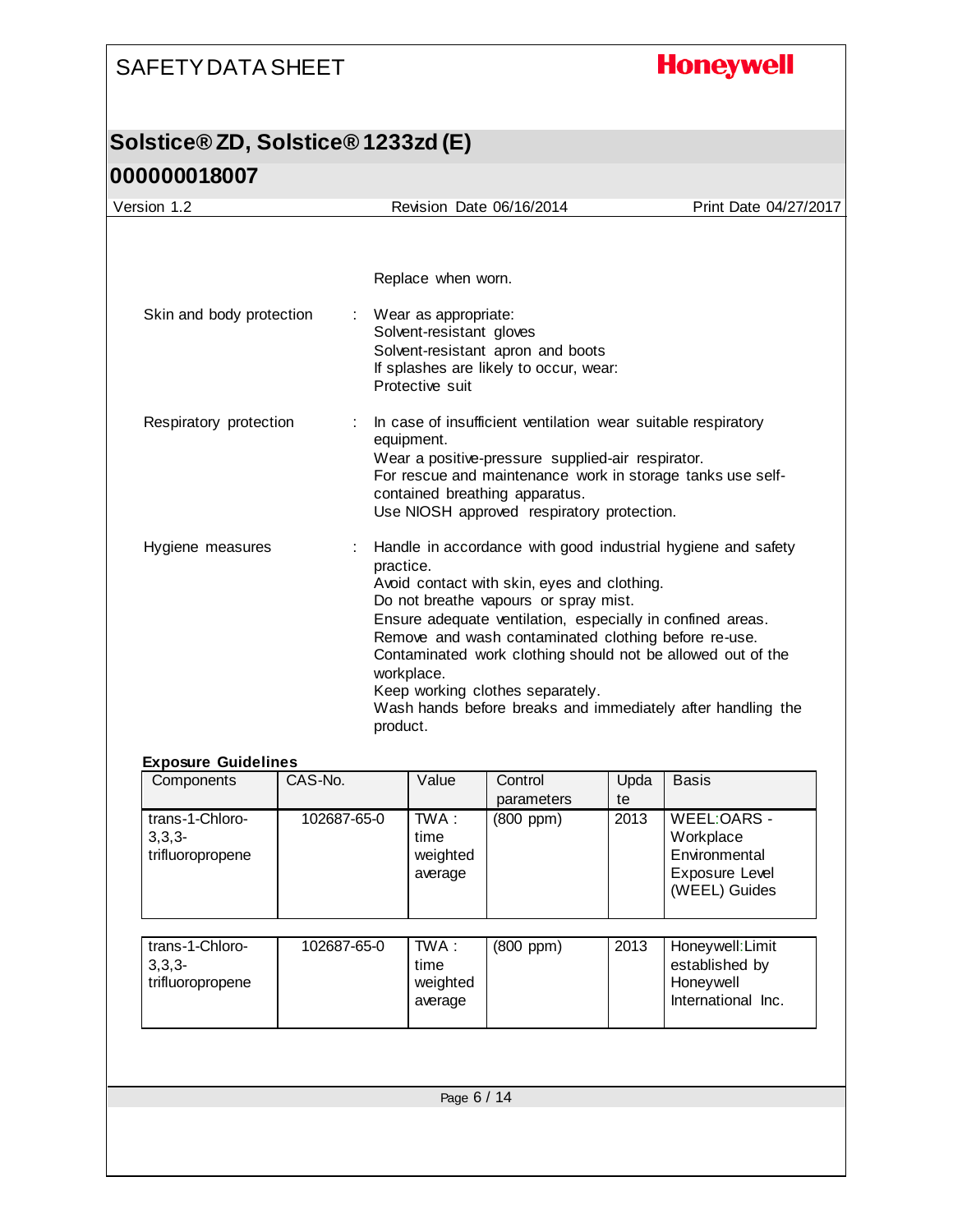Replace when worn.

Skin and body protection : Wear as appropriate:
Solvent-resistant gloves
Solvent-resistant apron and boots
If splashes are likely to occur, wear:
Protective suit

Respiratory protection : In case of insufficient ventilation wear suitable respiratory equipment.
Wear a positive-pressure supplied-air respirator.
For rescue and maintenance work in storage tanks use self-contained breathing apparatus.
Use NIOSH approved respiratory protection.

Hygiene measures : Handle in accordance with good industrial hygiene and safety practice.
Avoid contact with skin, eyes and clothing.
Do not breathe vapours or spray mist.
Ensure adequate ventilation, especially in confined areas.
Remove and wash contaminated clothing before re-use.
Contaminated work clothing should not be allowed out of the workplace.
Keep working clothes separately.
Wash hands before breaks and immediately after handling the product.

**Exposure Guidelines**

| Components | CAS-No. | Value | Control parameters | Update | Basis |
|---|---|---|---|---|---|
| trans-1-Chloro-3,3,3-trifluoropropene | 102687-65-0 | TWA : time weighted average | (800 ppm) | 2013 | WEEL:OARS - Workplace Environmental Exposure Level (WEEL) Guides |
| trans-1-Chloro-3,3,3-trifluoropropene | 102687-65-0 | TWA : time weighted average | (800 ppm) | 2013 | Honeywell:Limit established by Honeywell International Inc. |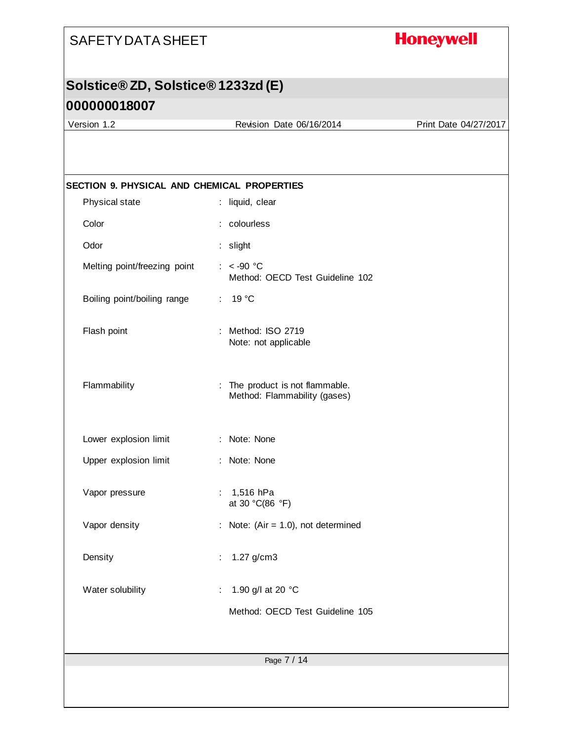## SECTION 9. PHYSICAL AND CHEMICAL PROPERTIES

| Property | Value |
|---|---|
| Physical state | liquid, clear |
| Color | colourless |
| Odor | slight |
| Melting point/freezing point | < -90 °C<br>Method: OECD Test Guideline 102 |
| Boiling point/boiling range | 19 °C |
| Flash point | Method: ISO 2719<br>Note: not applicable |
| Flammability | The product is not flammable.<br>Method: Flammability (gases) |
| Lower explosion limit | Note: None |
| Upper explosion limit | Note: None |
| Vapor pressure | 1,516 hPa<br>at 30 °C(86 °F) |
| Vapor density | Note: (Air = 1.0), not determined |
| Density | 1.27 g/cm3 |
| Water solubility | 1.90 g/l at 20 °C<br>Method: OECD Test Guideline 105 |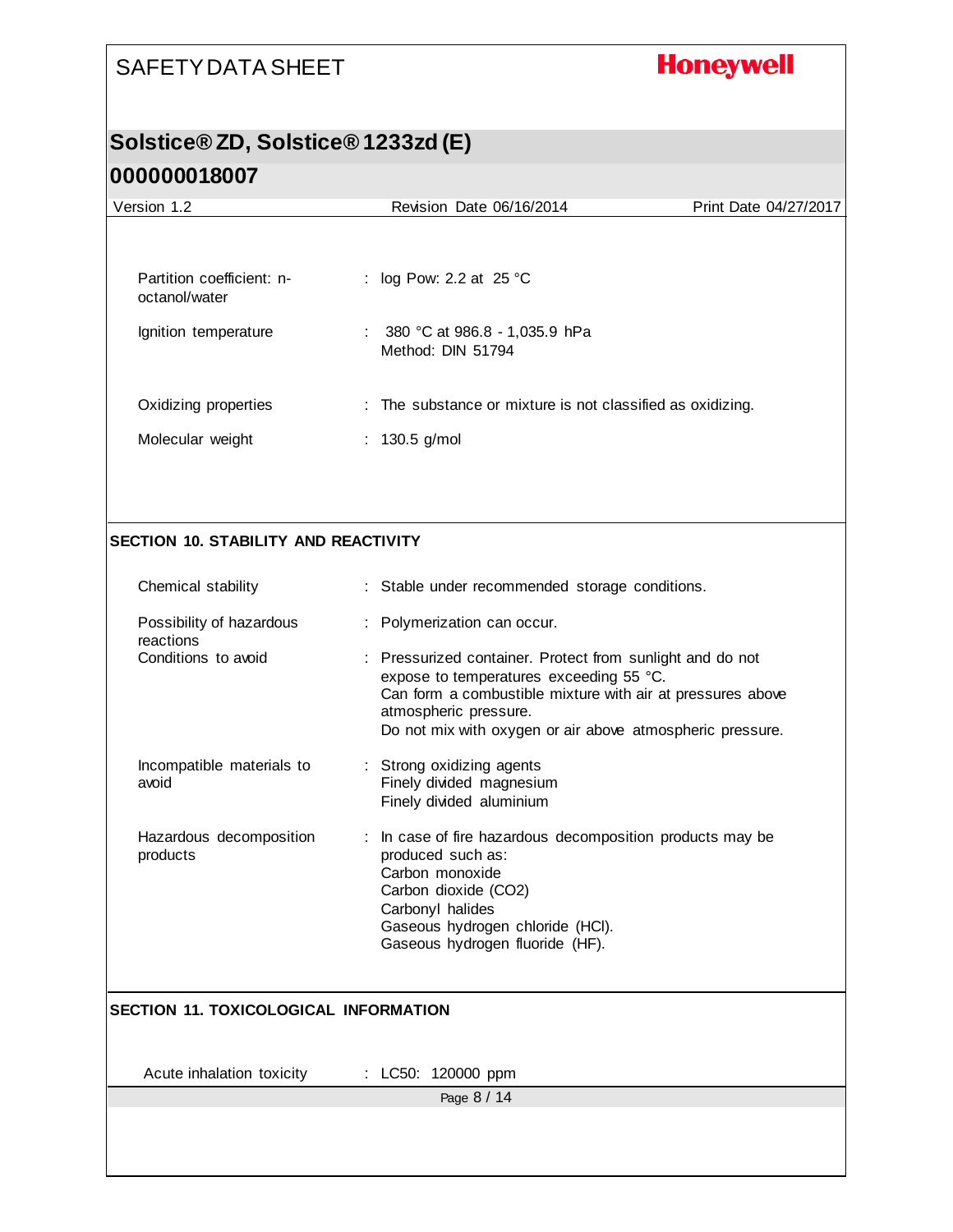| | |
|---|---|
| Partition coefficient: n-octanol/water | : log Pow: 2.2 at 25 °C |
| Ignition temperature | : 380 °C at 986.8 - 1,035.9 hPa<br>Method: DIN 51794 |
| Oxidizing properties | : The substance or mixture is not classified as oxidizing. |
| Molecular weight | : 130.5 g/mol |

## SECTION 10. STABILITY AND REACTIVITY

| | |
|---|---|
| Chemical stability | : Stable under recommended storage conditions. |
| Possibility of hazardous reactions | : Polymerization can occur. |
| Conditions to avoid | : Pressurized container. Protect from sunlight and do not expose to temperatures exceeding 55 °C.<br>Can form a combustible mixture with air at pressures above atmospheric pressure.<br>Do not mix with oxygen or air above atmospheric pressure. |
| Incompatible materials to avoid | : Strong oxidizing agents<br>Finely divided magnesium<br>Finely divided aluminium |
| Hazardous decomposition products | : In case of fire hazardous decomposition products may be produced such as:<br>Carbon monoxide<br>Carbon dioxide ($CO_2$)<br>Carbonyl halides<br>Gaseous hydrogen chloride (HCl).<br>Gaseous hydrogen fluoride (HF). |

## SECTION 11. TOXICOLOGICAL INFORMATION

| | |
|---|---|
| Acute inhalation toxicity | : LC50: 120000 ppm |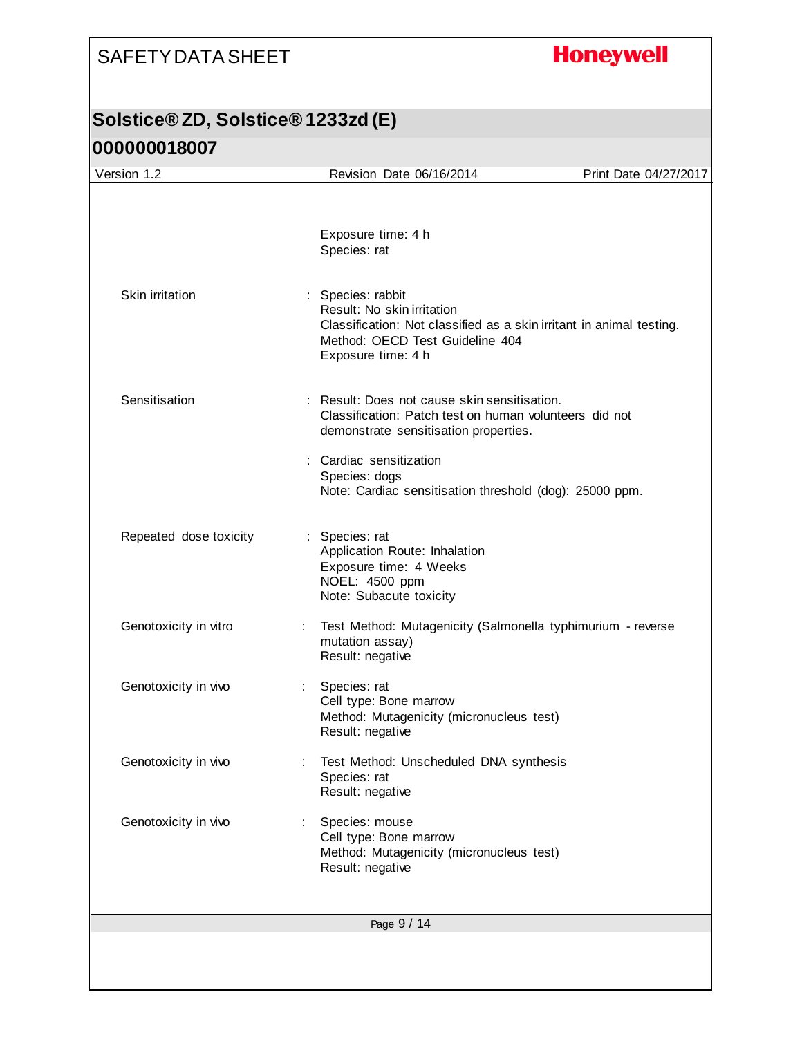Exposure time: 4 h
Species: rat

| | | |
|---|---|---|
| Skin irritation | : | Species: rabbit<br>Result: No skin irritation<br>Classification: Not classified as a skin irritant in animal testing.<br>Method: OECD Test Guideline 404<br>Exposure time: 4 h |
| Sensitisation | : | Result: Does not cause skin sensitisation.<br>Classification: Patch test on human volunteers did not demonstrate sensitisation properties. |
| | : | Cardiac sensitization<br>Species: dogs<br>Note: Cardiac sensitisation threshold (dog): 25000 ppm. |
| Repeated dose toxicity | : | Species: rat<br>Application Route: Inhalation<br>Exposure time: 4 Weeks<br>NOEL: 4500 ppm<br>Note: Subacute toxicity |
| Genotoxicity in vitro | : | Test Method: Mutagenicity (Salmonella typhimurium - reverse mutation assay)<br>Result: negative |
| Genotoxicity in vivo | : | Species: rat<br>Cell type: Bone marrow<br>Method: Mutagenicity (micronucleus test)<br>Result: negative |
| Genotoxicity in vivo | : | Test Method: Unscheduled DNA synthesis<br>Species: rat<br>Result: negative |
| Genotoxicity in vivo | : | Species: mouse<br>Cell type: Bone marrow<br>Method: Mutagenicity (micronucleus test)<br>Result: negative |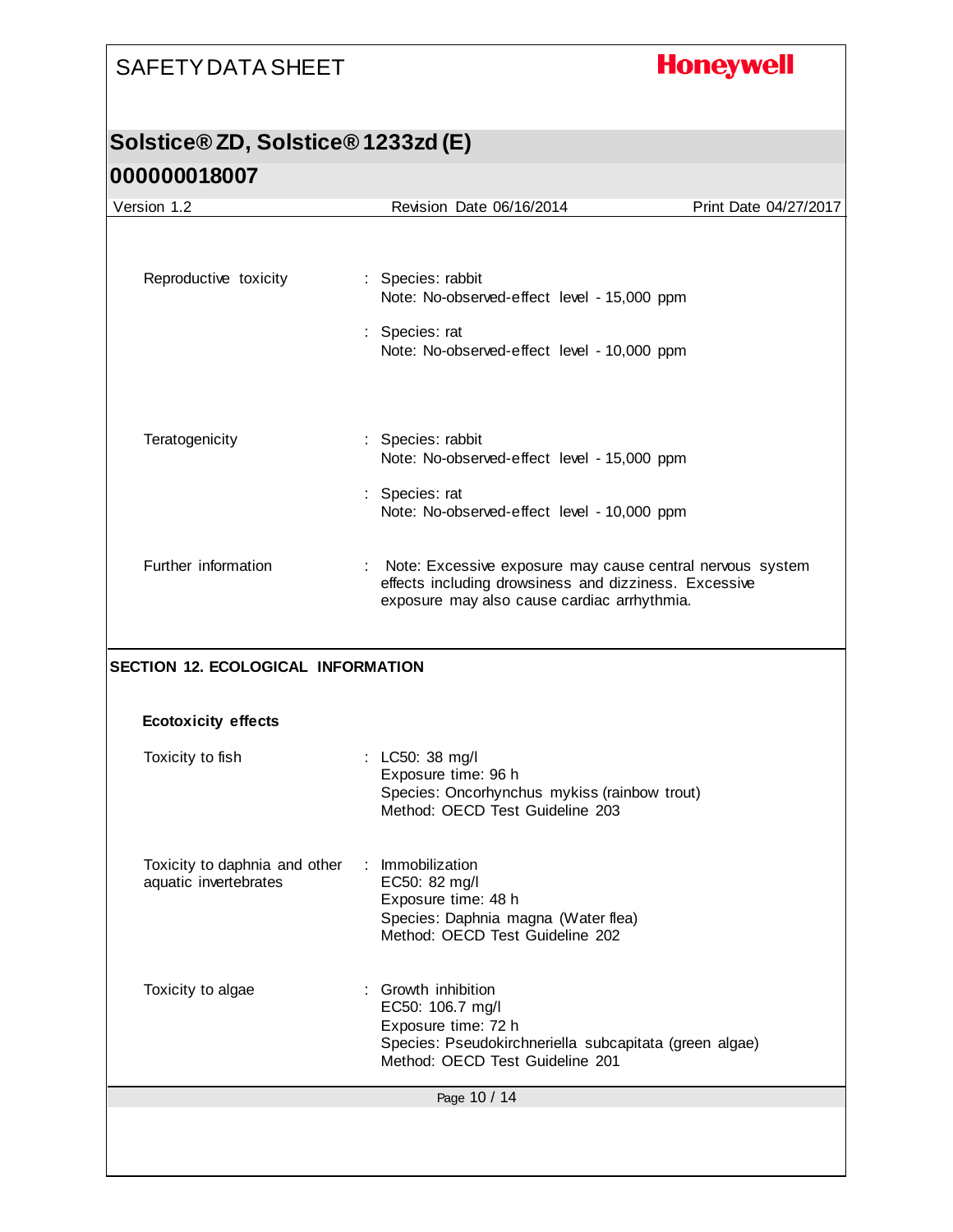| | | |
|---|---|---|
| Reproductive toxicity | : | Species: rabbit<br>Note: No-observed-effect level - 15,000 ppm |
| | : | Species: rat<br>Note: No-observed-effect level - 10,000 ppm |
| Teratogenicity | : | Species: rabbit<br>Note: No-observed-effect level - 15,000 ppm |
| | : | Species: rat<br>Note: No-observed-effect level - 10,000 ppm |
| Further information | : | Note: Excessive exposure may cause central nervous system effects including drowsiness and dizziness. Excessive exposure may also cause cardiac arrhythmia. |

## SECTION 12. ECOLOGICAL INFORMATION

### Ecotoxicity effects

| | | |
|---|---|---|
| Toxicity to fish | : | LC50: 38 mg/l<br>Exposure time: 96 h<br>Species: Oncorhynchus mykiss (rainbow trout)<br>Method: OECD Test Guideline 203 |
| Toxicity to daphnia and other aquatic invertebrates | : | Immobilization<br>EC50: 82 mg/l<br>Exposure time: 48 h<br>Species: Daphnia magna (Water flea)<br>Method: OECD Test Guideline 202 |
| Toxicity to algae | : | Growth inhibition<br>EC50: 106.7 mg/l<br>Exposure time: 72 h<br>Species: Pseudokirchneriella subcapitata (green algae)<br>Method: OECD Test Guideline 201 |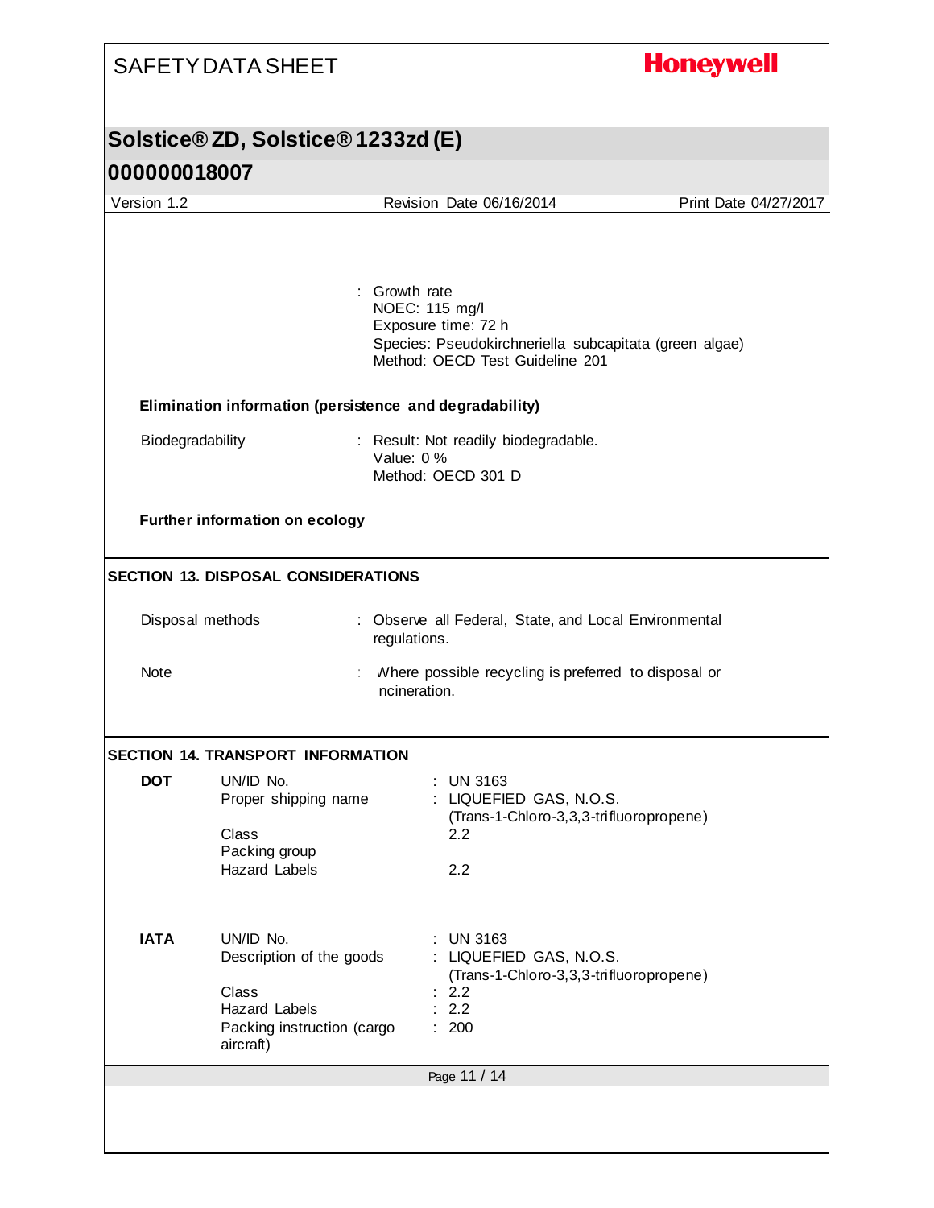: Growth rate
NOEC: 115 mg/l
Exposure time: 72 h
Species: Pseudokirchneriella subcapitata (green algae)
Method: OECD Test Guideline 201

**Elimination information (persistence and degradability)**

Biodegradability : Result: Not readily biodegradable.
Value: 0 %
Method: OECD 301 D

**Further information on ecology**

## SECTION 13. DISPOSAL CONSIDERATIONS

Disposal methods : Observe all Federal, State, and Local Environmental regulations.

Note : Where possible recycling is preferred to disposal or incineration.

## SECTION 14. TRANSPORT INFORMATION

**DOT**

| | |
|---|---|
| UN/ID No. | : UN 3163 |
| Proper shipping name | : LIQUEFIED GAS, N.O.S. (Trans-1-Chloro-3,3,3-trifluoropropene) |
| Class | 2.2 |
| Packing group | |
| Hazard Labels | 2.2 |

**IATA**

| | |
|---|---|
| UN/ID No. | : UN 3163 |
| Description of the goods | : LIQUEFIED GAS, N.O.S. (Trans-1-Chloro-3,3,3-trifluoropropene) |
| Class | : 2.2 |
| Hazard Labels | : 2.2 |
| Packing instruction (cargo aircraft) | : 200 |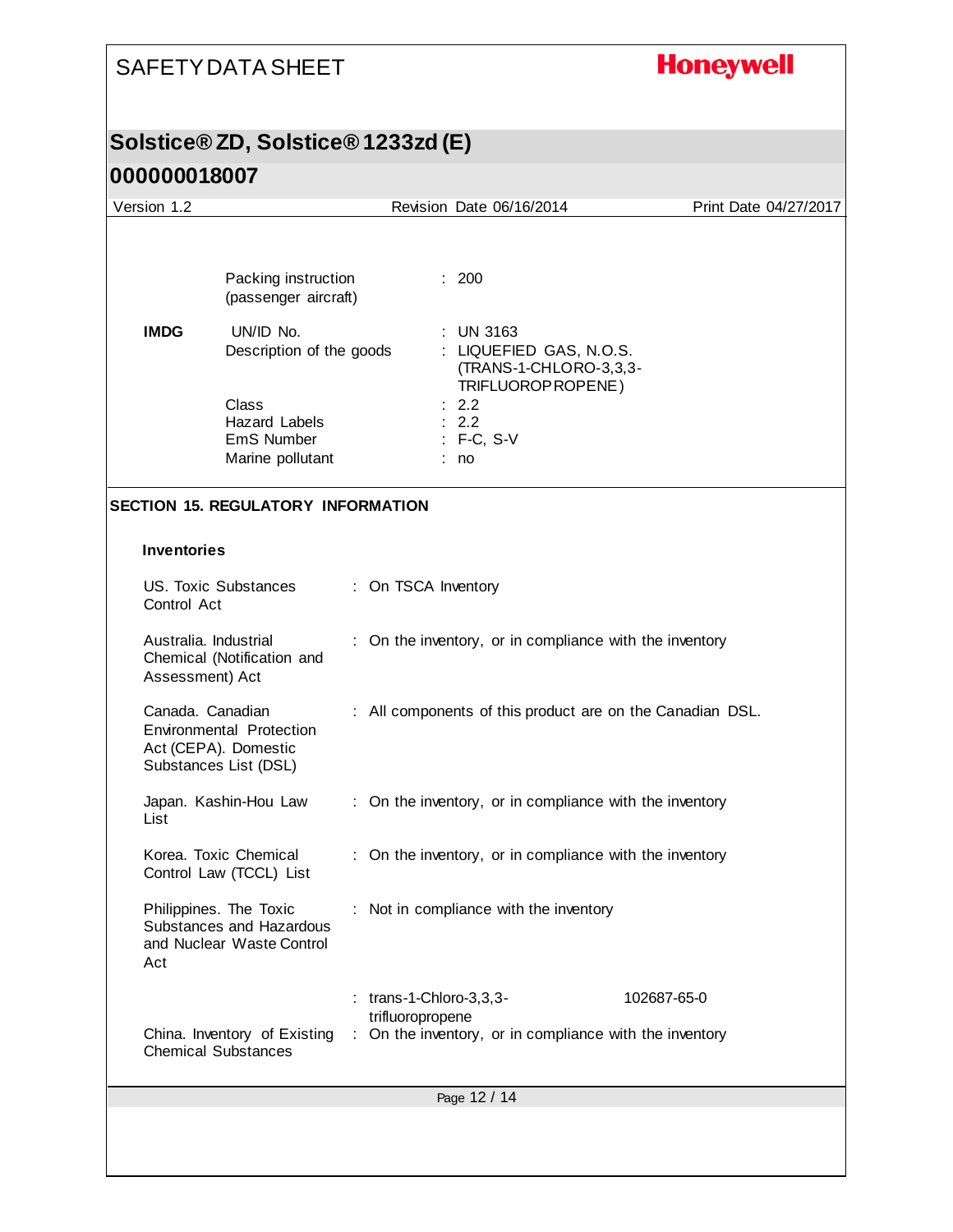| | |
|---|---|
| Packing instruction (passenger aircraft) | : 200 |

**IMDG**

| | |
|---|---|
| UN/ID No. | : UN 3163 |
| Description of the goods | : LIQUEFIED GAS, N.O.S. (TRANS-1-CHLORO-3,3,3-TRIFLUOROPROPENE) |
| Class | : 2.2 |
| Hazard Labels | : 2.2 |
| EmS Number | : F-C, S-V |
| Marine pollutant | : no |

## SECTION 15. REGULATORY INFORMATION

### Inventories

| | |
|---|---|
| US. Toxic Substances Control Act | : On TSCA Inventory |
| Australia. Industrial Chemical (Notification and Assessment) Act | : On the inventory, or in compliance with the inventory |
| Canada. Canadian Environmental Protection Act (CEPA). Domestic Substances List (DSL) | : All components of this product are on the Canadian DSL. |
| Japan. Kashin-Hou Law List | : On the inventory, or in compliance with the inventory |
| Korea. Toxic Chemical Control Law (TCCL) List | : On the inventory, or in compliance with the inventory |
| Philippines. The Toxic Substances and Hazardous and Nuclear Waste Control Act | : Not in compliance with the inventory |
| | : trans-1-Chloro-3,3,3-trifluoropropene 102687-65-0 |
| China. Inventory of Existing Chemical Substances | : On the inventory, or in compliance with the inventory |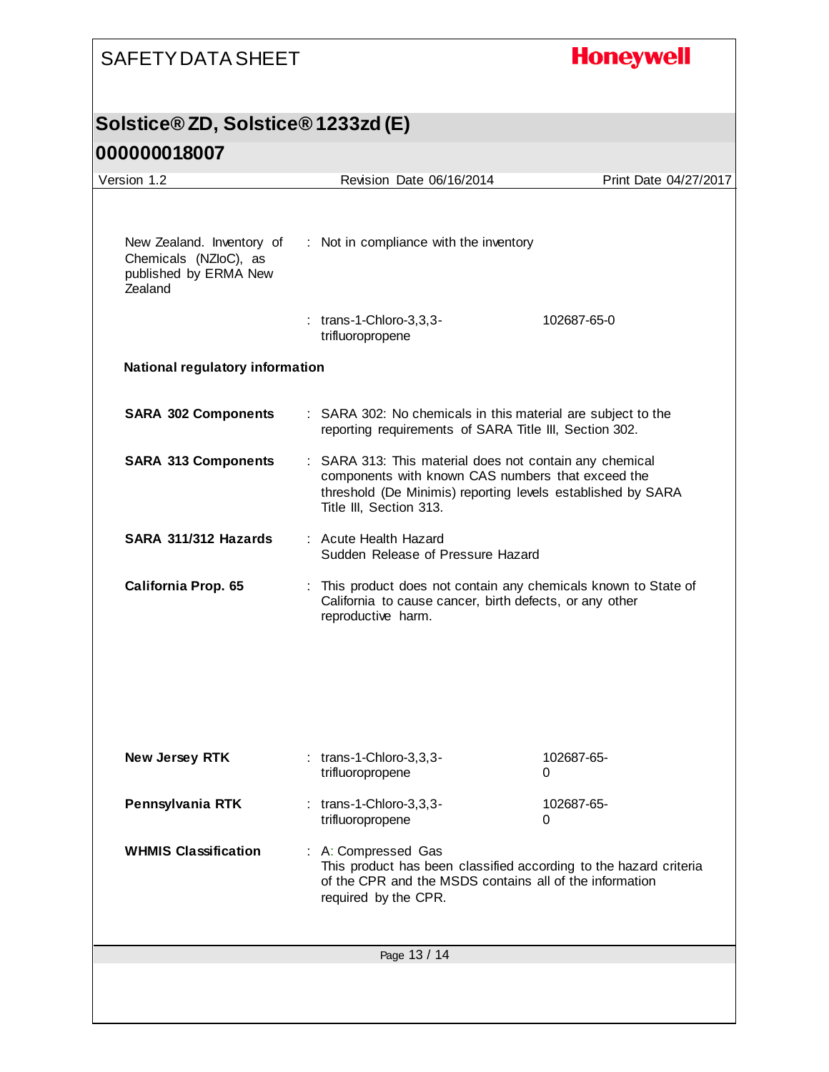New Zealand. Inventory of Chemicals (NZIoC), as published by ERMA New Zealand : Not in compliance with the inventory

: trans-1-Chloro-3,3,3-trifluoropropene 102687-65-0

**National regulatory information**

**SARA 302 Components** : SARA 302: No chemicals in this material are subject to the reporting requirements of SARA Title III, Section 302.

**SARA 313 Components** : SARA 313: This material does not contain any chemical components with known CAS numbers that exceed the threshold (De Minimis) reporting levels established by SARA Title III, Section 313.

**SARA 311/312 Hazards** : Acute Health Hazard
Sudden Release of Pressure Hazard

**California Prop. 65** : This product does not contain any chemicals known to State of California to cause cancer, birth defects, or any other reproductive harm.

**New Jersey RTK** : trans-1-Chloro-3,3,3-trifluoropropene 102687-65-0

**Pennsylvania RTK** : trans-1-Chloro-3,3,3-trifluoropropene 102687-65-0

**WHMIS Classification** : A: Compressed Gas
This product has been classified according to the hazard criteria of the CPR and the MSDS contains all of the information required by the CPR.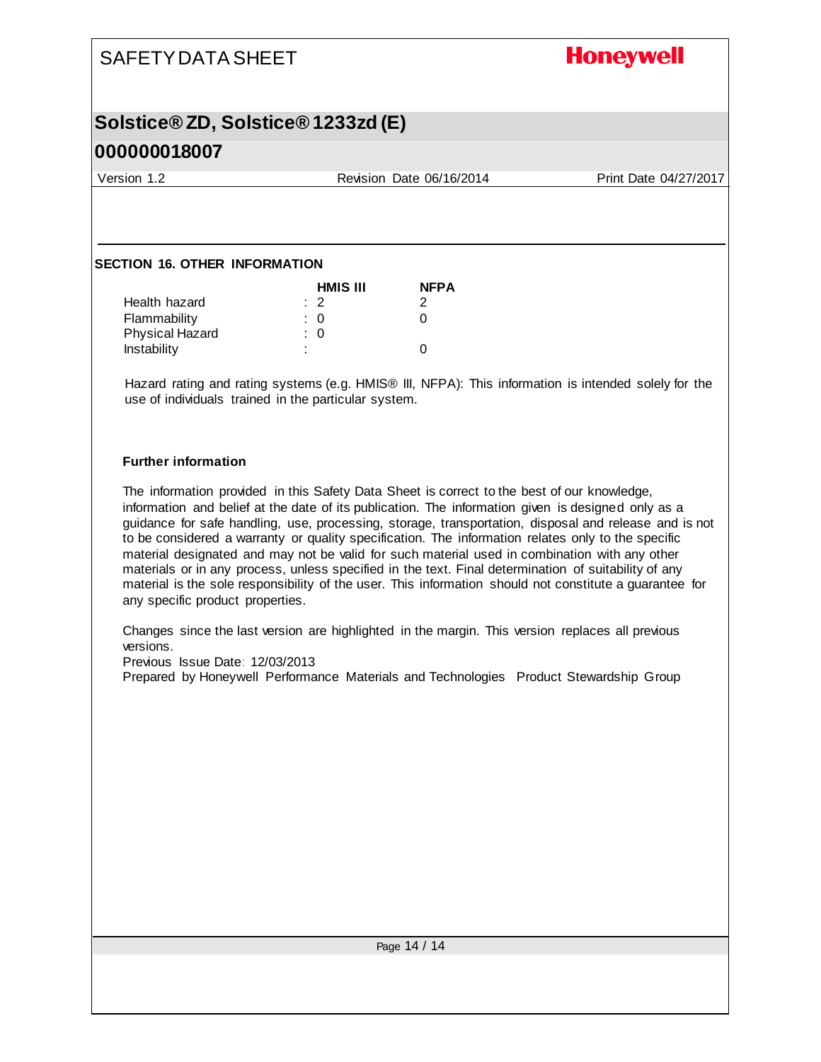## SECTION 16. OTHER INFORMATION

| | HMIS III | NFPA |
|---|---|---|
| Health hazard | : 2 | 2 |
| Flammability | : 0 | 0 |
| Physical Hazard | : 0 | |
| Instability | : | 0 |

Hazard rating and rating systems (e.g. HMIS® III, NFPA): This information is intended solely for the use of individuals trained in the particular system.

**Further information**

The information provided in this Safety Data Sheet is correct to the best of our knowledge, information and belief at the date of its publication. The information given is designed only as a guidance for safe handling, use, processing, storage, transportation, disposal and release and is not to be considered a warranty or quality specification. The information relates only to the specific material designated and may not be valid for such material used in combination with any other materials or in any process, unless specified in the text. Final determination of suitability of any material is the sole responsibility of the user. This information should not constitute a guarantee for any specific product properties.

Changes since the last version are highlighted in the margin. This version replaces all previous versions.

Previous Issue Date: 12/03/2013

Prepared by Honeywell Performance Materials and Technologies Product Stewardship Group